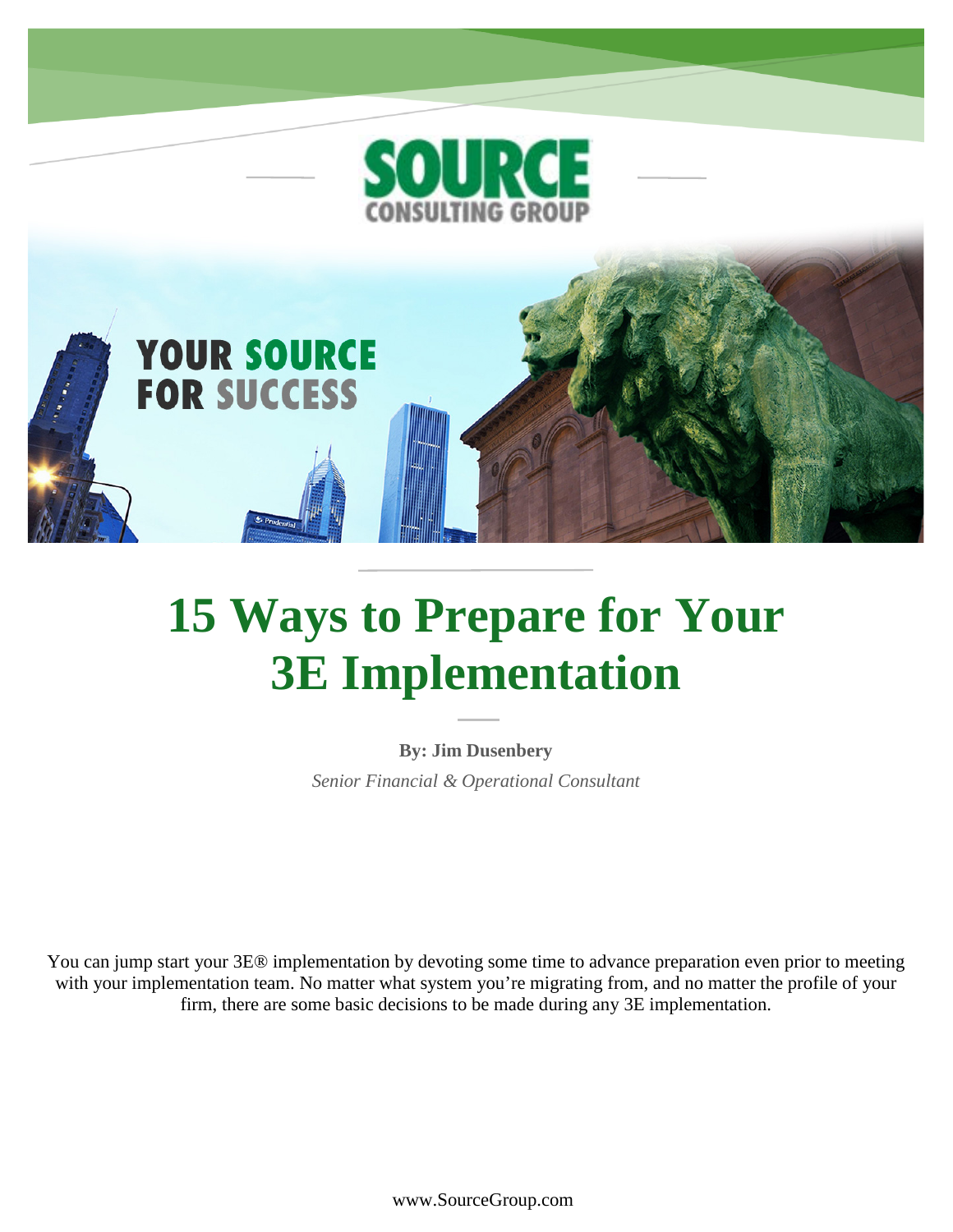SOURCE CONSULTING GROUP

YOUR SOURCE FOR SUCCESS

# 15 Ways to Prepare for Your 3E Implementation

**By: Jim Dusenbery**

*Senior Financial & Operational Consultant*

You can jump start your 3E® implementation by devoting some time to advance preparation even prior to meeting with your implementation team. No matter what system you're migrating from, and no matter the profile of your firm, there are some basic decisions to be made during any 3E implementation.

www.SourceGroup.com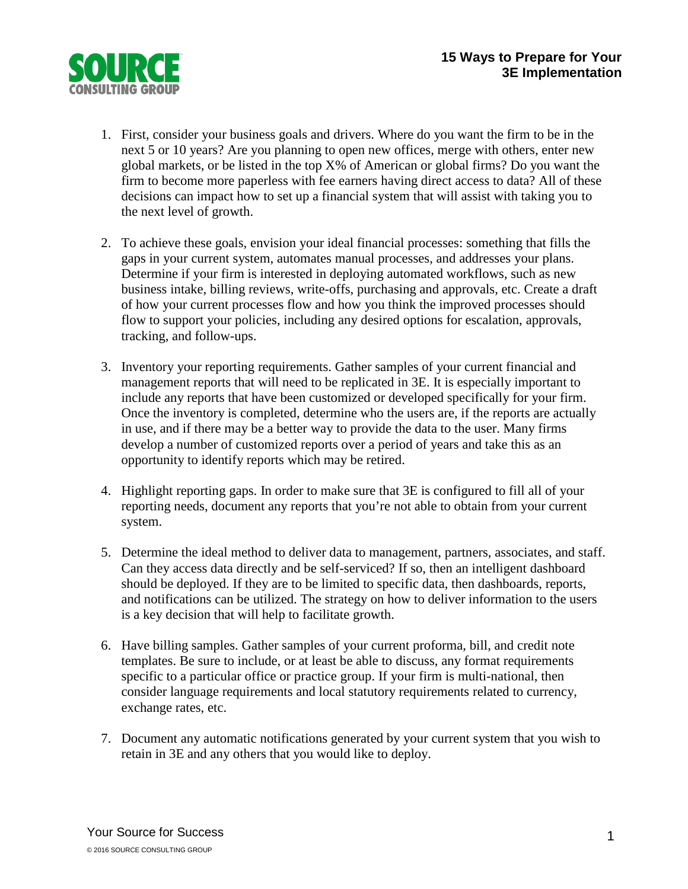# 15 Ways to Prepare for Your 3E Implementation

1. First, consider your business goals and drivers. Where do you want the firm to be in the next 5 or 10 years? Are you planning to open new offices, merge with others, enter new global markets, or be listed in the top X% of American or global firms? Do you want the firm to become more paperless with fee earners having direct access to data? All of these decisions can impact how to set up a financial system that will assist with taking you to the next level of growth.

2. To achieve these goals, envision your ideal financial processes: something that fills the gaps in your current system, automates manual processes, and addresses your plans. Determine if your firm is interested in deploying automated workflows, such as new business intake, billing reviews, write-offs, purchasing and approvals, etc. Create a draft of how your current processes flow and how you think the improved processes should flow to support your policies, including any desired options for escalation, approvals, tracking, and follow-ups.

3. Inventory your reporting requirements. Gather samples of your current financial and management reports that will need to be replicated in 3E. It is especially important to include any reports that have been customized or developed specifically for your firm. Once the inventory is completed, determine who the users are, if the reports are actually in use, and if there may be a better way to provide the data to the user. Many firms develop a number of customized reports over a period of years and take this as an opportunity to identify reports which may be retired.

4. Highlight reporting gaps. In order to make sure that 3E is configured to fill all of your reporting needs, document any reports that you're not able to obtain from your current system.

5. Determine the ideal method to deliver data to management, partners, associates, and staff. Can they access data directly and be self-serviced? If so, then an intelligent dashboard should be deployed. If they are to be limited to specific data, then dashboards, reports, and notifications can be utilized. The strategy on how to deliver information to the users is a key decision that will help to facilitate growth.

6. Have billing samples. Gather samples of your current proforma, bill, and credit note templates. Be sure to include, or at least be able to discuss, any format requirements specific to a particular office or practice group. If your firm is multi-national, then consider language requirements and local statutory requirements related to currency, exchange rates, etc.

7. Document any automatic notifications generated by your current system that you wish to retain in 3E and any others that you would like to deploy.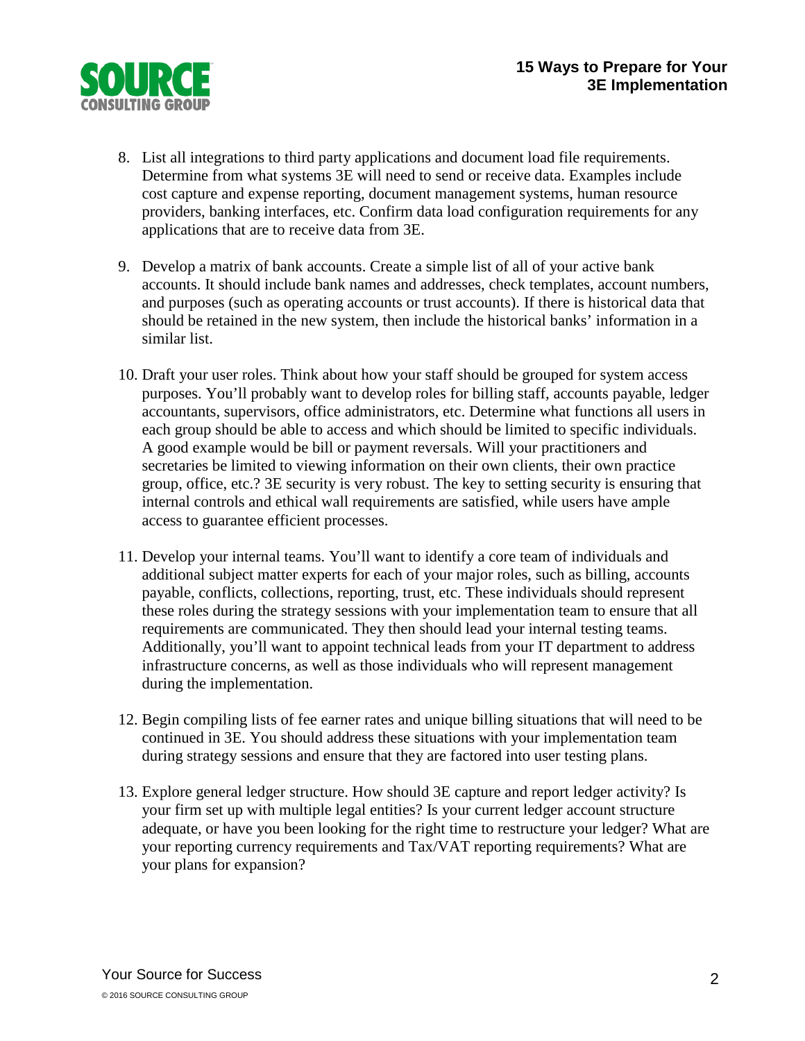8. List all integrations to third party applications and document load file requirements. Determine from what systems 3E will need to send or receive data. Examples include cost capture and expense reporting, document management systems, human resource providers, banking interfaces, etc. Confirm data load configuration requirements for any applications that are to receive data from 3E.

9. Develop a matrix of bank accounts. Create a simple list of all of your active bank accounts. It should include bank names and addresses, check templates, account numbers, and purposes (such as operating accounts or trust accounts). If there is historical data that should be retained in the new system, then include the historical banks' information in a similar list.

10. Draft your user roles. Think about how your staff should be grouped for system access purposes. You'll probably want to develop roles for billing staff, accounts payable, ledger accountants, supervisors, office administrators, etc. Determine what functions all users in each group should be able to access and which should be limited to specific individuals. A good example would be bill or payment reversals. Will your practitioners and secretaries be limited to viewing information on their own clients, their own practice group, office, etc.? 3E security is very robust. The key to setting security is ensuring that internal controls and ethical wall requirements are satisfied, while users have ample access to guarantee efficient processes.

11. Develop your internal teams. You'll want to identify a core team of individuals and additional subject matter experts for each of your major roles, such as billing, accounts payable, conflicts, collections, reporting, trust, etc. These individuals should represent these roles during the strategy sessions with your implementation team to ensure that all requirements are communicated. They then should lead your internal testing teams. Additionally, you'll want to appoint technical leads from your IT department to address infrastructure concerns, as well as those individuals who will represent management during the implementation.

12. Begin compiling lists of fee earner rates and unique billing situations that will need to be continued in 3E. You should address these situations with your implementation team during strategy sessions and ensure that they are factored into user testing plans.

13. Explore general ledger structure. How should 3E capture and report ledger activity? Is your firm set up with multiple legal entities? Is your current ledger account structure adequate, or have you been looking for the right time to restructure your ledger? What are your reporting currency requirements and Tax/VAT reporting requirements? What are your plans for expansion?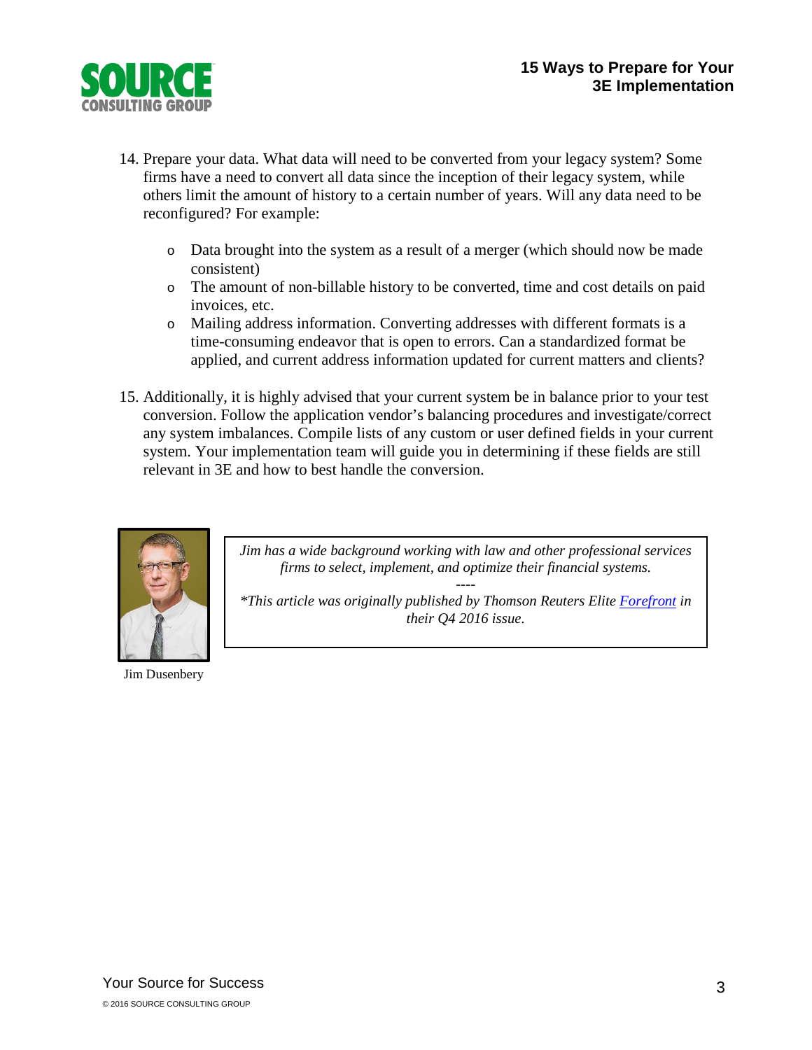14. Prepare your data. What data will need to be converted from your legacy system? Some firms have a need to convert all data since the inception of their legacy system, while others limit the amount of history to a certain number of years. Will any data need to be reconfigured? For example:

    - Data brought into the system as a result of a merger (which should now be made consistent)
    - The amount of non-billable history to be converted, time and cost details on paid invoices, etc.
    - Mailing address information. Converting addresses with different formats is a time-consuming endeavor that is open to errors. Can a standardized format be applied, and current address information updated for current matters and clients?

15. Additionally, it is highly advised that your current system be in balance prior to your test conversion. Follow the application vendor's balancing procedures and investigate/correct any system imbalances. Compile lists of any custom or user defined fields in your current system. Your implementation team will guide you in determining if these fields are still relevant in 3E and how to best handle the conversion.

Jim Dusenbery

*Jim has a wide background working with law and other professional services firms to select, implement, and optimize their financial systems.*

----

**This article was originally published by Thomson Reuters Elite [Forefront](Forefront) in their Q4 2016 issue.*